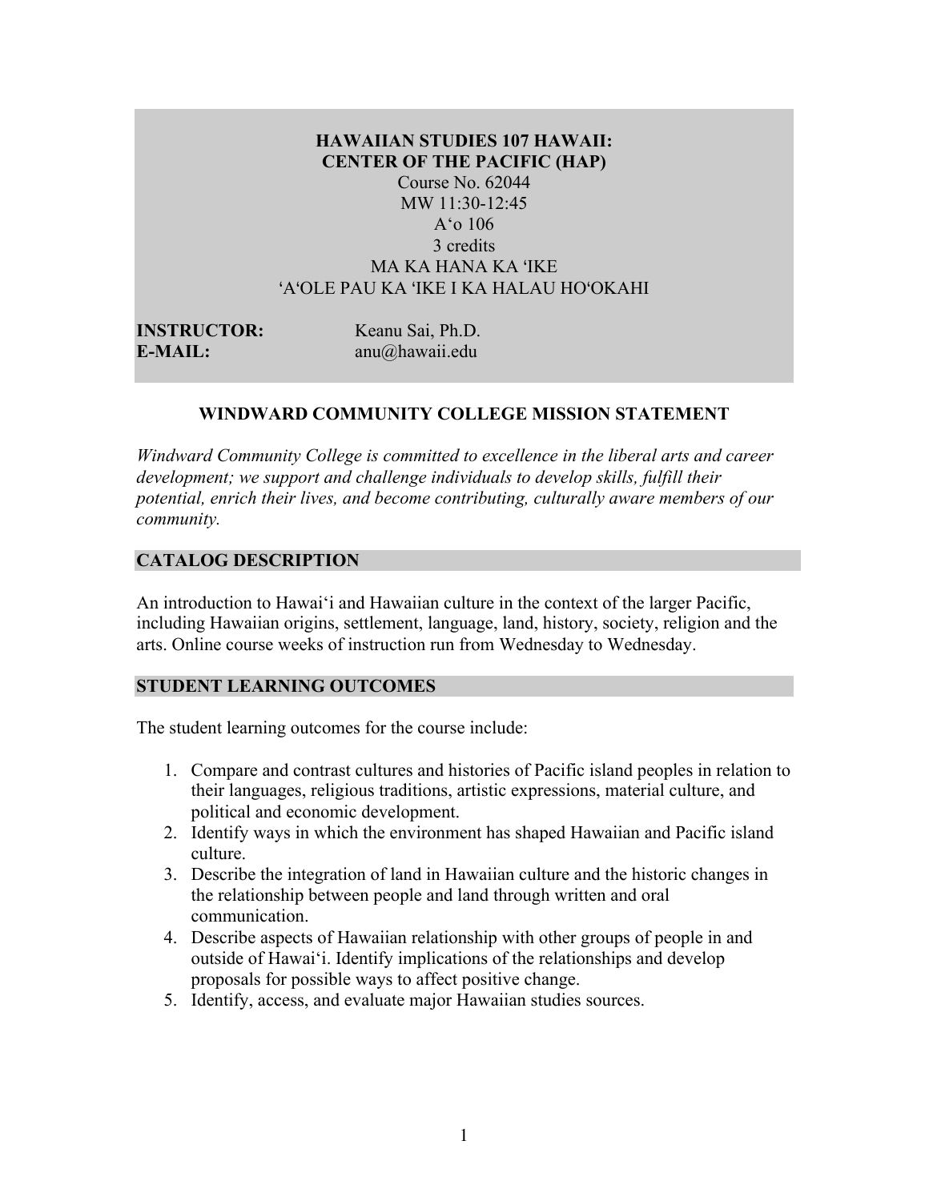**HAWAIIAN STUDIES 107 HAWAII:**
**CENTER OF THE PACIFIC (HAP)**

Course No. 62044
MW 11:30-12:45
A'o 106
3 credits
MA KA HANA KA 'IKE
'A'OLE PAU KA 'IKE I KA HALAU HO'OKAHI

**INSTRUCTOR:** Keanu Sai, Ph.D.
**E-MAIL:** anu@hawaii.edu

## WINDWARD COMMUNITY COLLEGE MISSION STATEMENT

*Windward Community College is committed to excellence in the liberal arts and career development; we support and challenge individuals to develop skills, fulfill their potential, enrich their lives, and become contributing, culturally aware members of our community.*

## CATALOG DESCRIPTION

An introduction to Hawai'i and Hawaiian culture in the context of the larger Pacific, including Hawaiian origins, settlement, language, land, history, society, religion and the arts. Online course weeks of instruction run from Wednesday to Wednesday.

## STUDENT LEARNING OUTCOMES

The student learning outcomes for the course include:

1. Compare and contrast cultures and histories of Pacific island peoples in relation to their languages, religious traditions, artistic expressions, material culture, and political and economic development.
2. Identify ways in which the environment has shaped Hawaiian and Pacific island culture.
3. Describe the integration of land in Hawaiian culture and the historic changes in the relationship between people and land through written and oral communication.
4. Describe aspects of Hawaiian relationship with other groups of people in and outside of Hawai'i. Identify implications of the relationships and develop proposals for possible ways to affect positive change.
5. Identify, access, and evaluate major Hawaiian studies sources.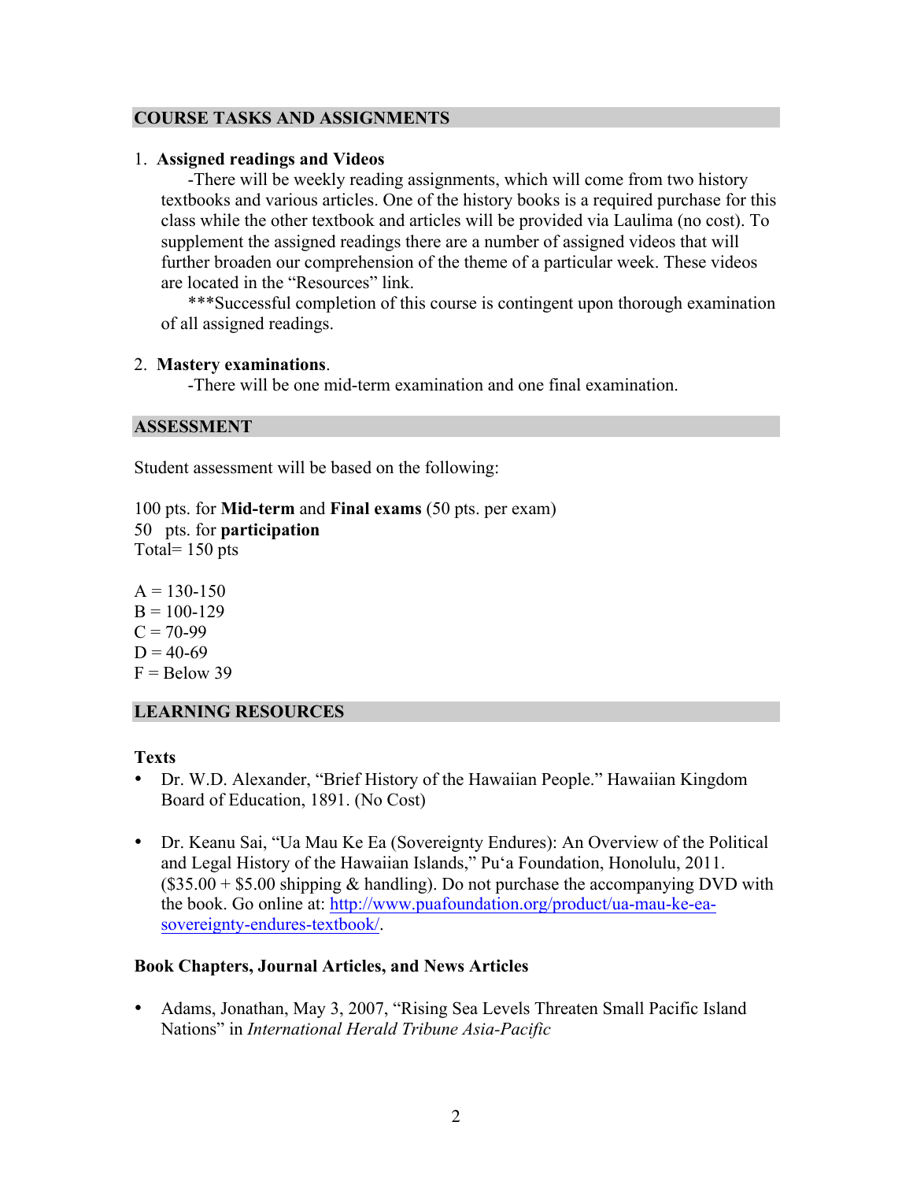## COURSE TASKS AND ASSIGNMENTS

1. **Assigned readings and Videos**

   -There will be weekly reading assignments, which will come from two history textbooks and various articles. One of the history books is a required purchase for this class while the other textbook and articles will be provided via Laulima (no cost). To supplement the assigned readings there are a number of assigned videos that will further broaden our comprehension of the theme of a particular week. These videos are located in the "Resources" link.

   ***Successful completion of this course is contingent upon thorough examination of all assigned readings.

2. **Mastery examinations**.

   -There will be one mid-term examination and one final examination.

## ASSESSMENT

Student assessment will be based on the following:

100 pts. for **Mid-term** and **Final exams** (50 pts. per exam)
50 pts. for **participation**
Total= 150 pts

A = 130-150
B = 100-129
C = 70-99
D = 40-69
F = Below 39

## LEARNING RESOURCES

### Texts

- Dr. W.D. Alexander, "Brief History of the Hawaiian People." Hawaiian Kingdom Board of Education, 1891. (No Cost)

- Dr. Keanu Sai, "Ua Mau Ke Ea (Sovereignty Endures): An Overview of the Political and Legal History of the Hawaiian Islands," Puʻa Foundation, Honolulu, 2011. ($35.00 + $5.00 shipping & handling). Do not purchase the accompanying DVD with the book. Go online at: [http://www.puafoundation.org/product/ua-mau-ke-ea-sovereignty-endures-textbook/](http://www.puafoundation.org/product/ua-mau-ke-ea-sovereignty-endures-textbook/).

### Book Chapters, Journal Articles, and News Articles

- Adams, Jonathan, May 3, 2007, "Rising Sea Levels Threaten Small Pacific Island Nations" in *International Herald Tribune Asia-Pacific*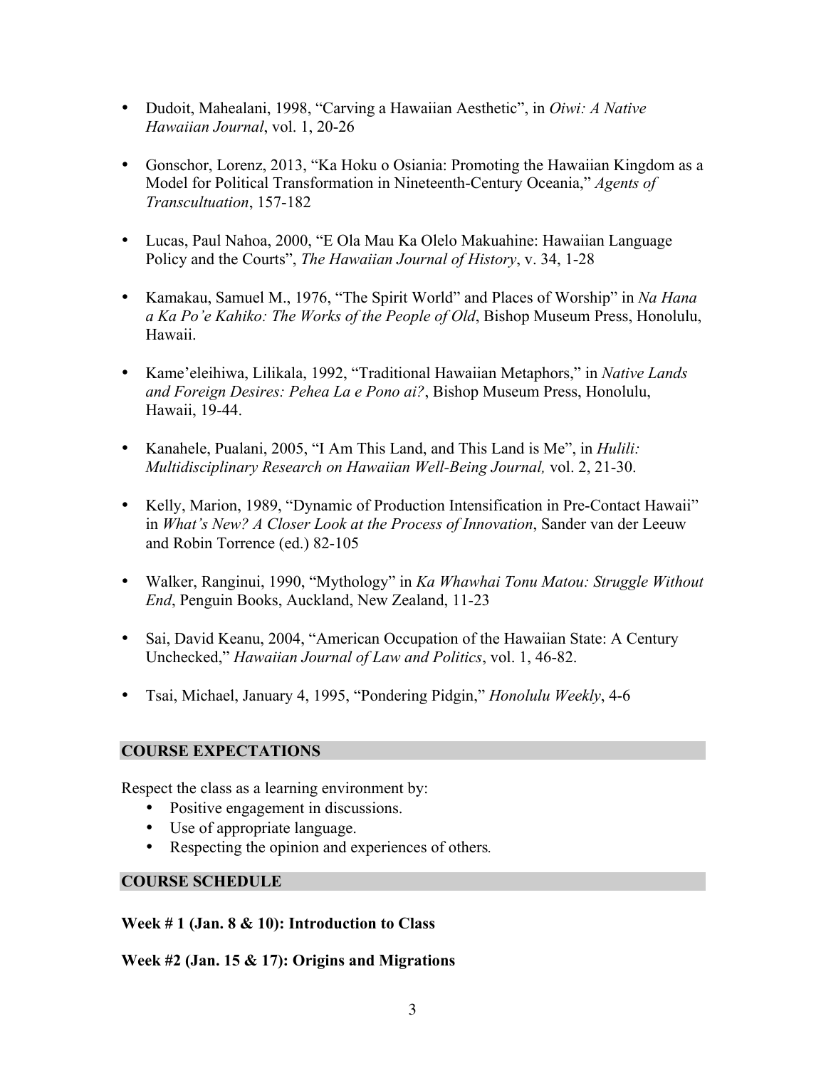- Dudoit, Mahealani, 1998, “Carving a Hawaiian Aesthetic”, in *Oiwi: A Native Hawaiian Journal*, vol. 1, 20-26

- Gonschor, Lorenz, 2013, “Ka Hoku o Osiania: Promoting the Hawaiian Kingdom as a Model for Political Transformation in Nineteenth-Century Oceania,” *Agents of Transcultuation*, 157-182

- Lucas, Paul Nahoa, 2000, “E Ola Mau Ka Olelo Makuahine: Hawaiian Language Policy and the Courts”, *The Hawaiian Journal of History*, v. 34, 1-28

- Kamakau, Samuel M., 1976, “The Spirit World” and Places of Worship” in *Na Hana a Ka Po’e Kahiko: The Works of the People of Old*, Bishop Museum Press, Honolulu, Hawaii.

- Kame’eleihiwa, Lilikala, 1992, “Traditional Hawaiian Metaphors,” in *Native Lands and Foreign Desires: Pehea La e Pono ai?*, Bishop Museum Press, Honolulu, Hawaii, 19-44.

- Kanahele, Pualani, 2005, “I Am This Land, and This Land is Me”, in *Hulili: Multidisciplinary Research on Hawaiian Well-Being Journal,* vol. 2, 21-30.

- Kelly, Marion, 1989, “Dynamic of Production Intensification in Pre-Contact Hawaii” in *What’s New? A Closer Look at the Process of Innovation*, Sander van der Leeuw and Robin Torrence (ed.) 82-105

- Walker, Ranginui, 1990, “Mythology” in *Ka Whawhai Tonu Matou: Struggle Without End*, Penguin Books, Auckland, New Zealand, 11-23

- Sai, David Keanu, 2004, “American Occupation of the Hawaiian State: A Century Unchecked,” *Hawaiian Journal of Law and Politics*, vol. 1, 46-82.

- Tsai, Michael, January 4, 1995, “Pondering Pidgin,” *Honolulu Weekly*, 4-6

## COURSE EXPECTATIONS

Respect the class as a learning environment by:

- Positive engagement in discussions.
- Use of appropriate language.
- Respecting the opinion and experiences of others*.*

## COURSE SCHEDULE

**Week # 1 (Jan. 8 & 10): Introduction to Class**

**Week #2 (Jan. 15 & 17): Origins and Migrations**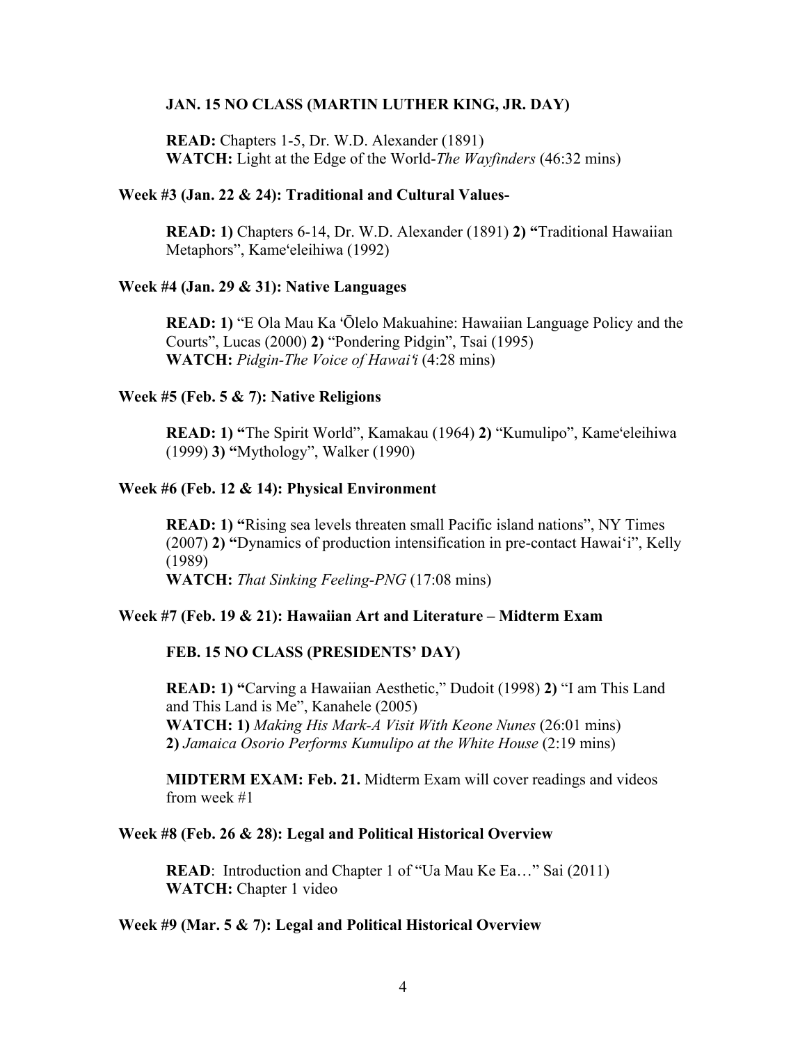**JAN. 15 NO CLASS (MARTIN LUTHER KING, JR. DAY)**

**READ:** Chapters 1-5, Dr. W.D. Alexander (1891)
**WATCH:** Light at the Edge of the World-*The Wayfinders* (46:32 mins)

### Week #3 (Jan. 22 & 24): Traditional and Cultural Values-

**READ: 1)** Chapters 6-14, Dr. W.D. Alexander (1891) **2) "**Traditional Hawaiian Metaphors", Kame'eleihiwa (1992)

### Week #4 (Jan. 29 & 31): Native Languages

**READ: 1)** "E Ola Mau Ka 'Ōlelo Makuahine: Hawaiian Language Policy and the Courts", Lucas (2000) **2)** "Pondering Pidgin", Tsai (1995)
**WATCH:** *Pidgin-The Voice of Hawai'i* (4:28 mins)

### Week #5 (Feb. 5 & 7): Native Religions

**READ: 1) "**The Spirit World", Kamakau (1964) **2)** "Kumulipo", Kame'eleihiwa (1999) **3) "**Mythology", Walker (1990)

### Week #6 (Feb. 12 & 14): Physical Environment

**READ: 1) "**Rising sea levels threaten small Pacific island nations", NY Times (2007) **2) "**Dynamics of production intensification in pre-contact Hawai'i", Kelly (1989)
**WATCH:** *That Sinking Feeling-PNG* (17:08 mins)

### Week #7 (Feb. 19 & 21): Hawaiian Art and Literature – Midterm Exam

**FEB. 15 NO CLASS (PRESIDENTS' DAY)**

**READ: 1) "**Carving a Hawaiian Aesthetic," Dudoit (1998) **2)** "I am This Land and This Land is Me", Kanahele (2005)
**WATCH: 1)** *Making His Mark-A Visit With Keone Nunes* (26:01 mins)
**2)** *Jamaica Osorio Performs Kumulipo at the White House* (2:19 mins)

**MIDTERM EXAM: Feb. 21.** Midterm Exam will cover readings and videos from week #1

### Week #8 (Feb. 26 & 28): Legal and Political Historical Overview

**READ**: Introduction and Chapter 1 of "Ua Mau Ke Ea…" Sai (2011)
**WATCH:** Chapter 1 video

### Week #9 (Mar. 5 & 7): Legal and Political Historical Overview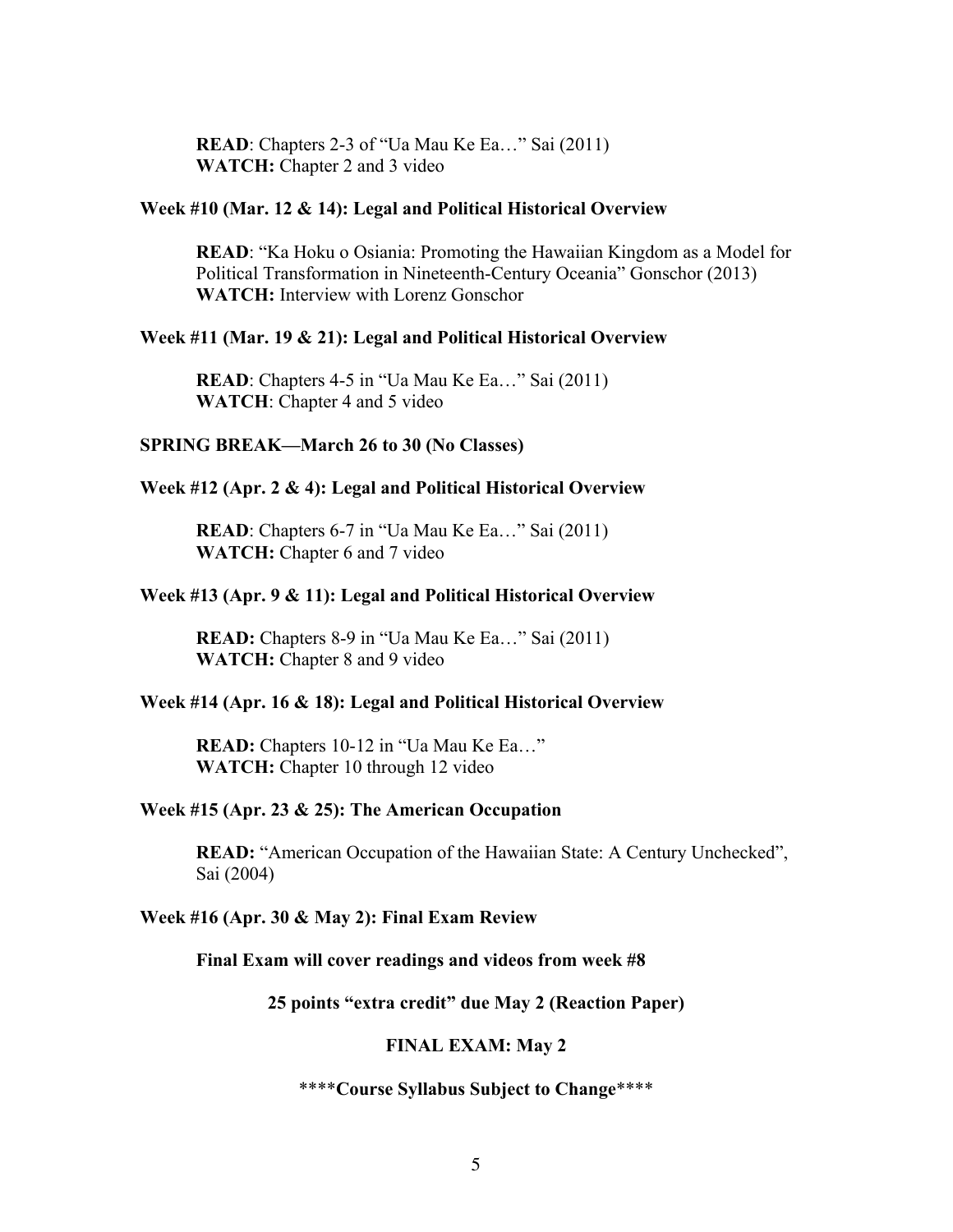**READ**: Chapters 2-3 of "Ua Mau Ke Ea…" Sai (2011)
**WATCH:** Chapter 2 and 3 video

**Week #10 (Mar. 12 & 14): Legal and Political Historical Overview**

**READ**: "Ka Hoku o Osiania: Promoting the Hawaiian Kingdom as a Model for Political Transformation in Nineteenth-Century Oceania" Gonschor (2013)
**WATCH:** Interview with Lorenz Gonschor

**Week #11 (Mar. 19 & 21): Legal and Political Historical Overview**

**READ**: Chapters 4-5 in "Ua Mau Ke Ea…" Sai (2011)
**WATCH**: Chapter 4 and 5 video

**SPRING BREAK—March 26 to 30 (No Classes)**

**Week #12 (Apr. 2 & 4): Legal and Political Historical Overview**

**READ**: Chapters 6-7 in "Ua Mau Ke Ea…" Sai (2011)
**WATCH:** Chapter 6 and 7 video

**Week #13 (Apr. 9 & 11): Legal and Political Historical Overview**

**READ:** Chapters 8-9 in "Ua Mau Ke Ea…" Sai (2011)
**WATCH:** Chapter 8 and 9 video

**Week #14 (Apr. 16 & 18): Legal and Political Historical Overview**

**READ:** Chapters 10-12 in "Ua Mau Ke Ea…"
**WATCH:** Chapter 10 through 12 video

**Week #15 (Apr. 23 & 25): The American Occupation**

**READ:** "American Occupation of the Hawaiian State: A Century Unchecked", Sai (2004)

**Week #16 (Apr. 30 & May 2): Final Exam Review**

**Final Exam will cover readings and videos from week #8**

**25 points "extra credit" due May 2 (Reaction Paper)**

**FINAL EXAM: May 2**

****Course Syllabus Subject to Change****